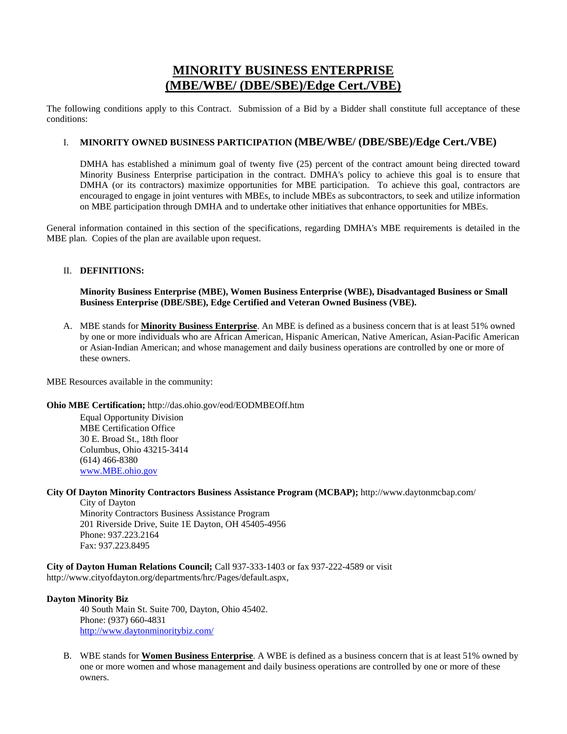# MINORITY BUSINESS ENTERPRISE (MBE/WBE/ (DBE/SBE)/Edge Cert./VBE)

The following conditions apply to this Contract. Submission of a Bid by a Bidder shall constitute full acceptance of these conditions:

## I. MINORITY OWNED BUSINESS PARTICIPATION (MBE/WBE/ (DBE/SBE)/Edge Cert./VBE)

DMHA has established a minimum goal of twenty five (25) percent of the contract amount being directed toward Minority Business Enterprise participation in the contract. DMHA's policy to achieve this goal is to ensure that DMHA (or its contractors) maximize opportunities for MBE participation. To achieve this goal, contractors are encouraged to engage in joint ventures with MBEs, to include MBEs as subcontractors, to seek and utilize information on MBE participation through DMHA and to undertake other initiatives that enhance opportunities for MBEs.

General information contained in this section of the specifications, regarding DMHA's MBE requirements is detailed in the MBE plan. Copies of the plan are available upon request.

## II. DEFINITIONS:

**Minority Business Enterprise (MBE), Women Business Enterprise (WBE), Disadvantaged Business or Small Business Enterprise (DBE/SBE), Edge Certified and Veteran Owned Business (VBE).**

A. MBE stands for **Minority Business Enterprise**. An MBE is defined as a business concern that is at least 51% owned by one or more individuals who are African American, Hispanic American, Native American, Asian-Pacific American or Asian-Indian American; and whose management and daily business operations are controlled by one or more of these owners.

MBE Resources available in the community:

**Ohio MBE Certification;** http://das.ohio.gov/eod/EODMBEOff.htm

Equal Opportunity Division
MBE Certification Office
30 E. Broad St., 18th floor
Columbus, Ohio 43215-3414
(614) 466-8380
www.MBE.ohio.gov

**City Of Dayton Minority Contractors Business Assistance Program (MCBAP);** http://www.daytonmcbap.com/

City of Dayton
Minority Contractors Business Assistance Program
201 Riverside Drive, Suite 1E Dayton, OH 45405-4956
Phone: 937.223.2164
Fax: 937.223.8495

**City of Dayton Human Relations Council;** Call 937-333-1403 or fax 937-222-4589 or visit http://www.cityofdayton.org/departments/hrc/Pages/default.aspx,

**Dayton Minority Biz**

40 South Main St. Suite 700, Dayton, Ohio 45402.
Phone: (937) 660-4831
http://www.daytonminoritybiz.com/

B. WBE stands for **Women Business Enterprise**. A WBE is defined as a business concern that is at least 51% owned by one or more women and whose management and daily business operations are controlled by one or more of these owners.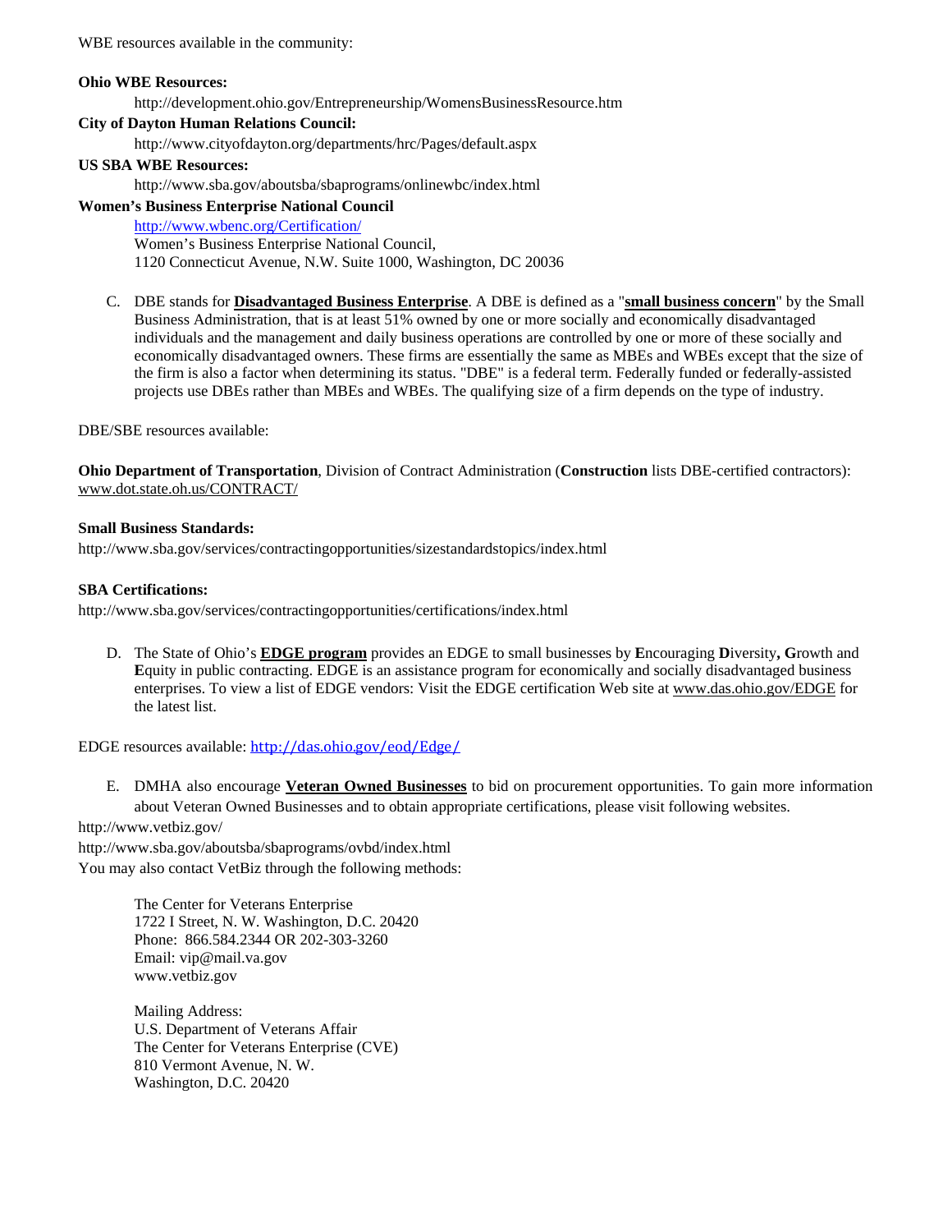WBE resources available in the community:

**Ohio WBE Resources:**

http://development.ohio.gov/Entrepreneurship/WomensBusinessResource.htm

**City of Dayton Human Relations Council:**

http://www.cityofdayton.org/departments/hrc/Pages/default.aspx

**US SBA WBE Resources:**

http://www.sba.gov/aboutsba/sbaprograms/onlinewbc/index.html

**Women's Business Enterprise National Council**

http://www.wbenc.org/Certification/
Women's Business Enterprise National Council,
1120 Connecticut Avenue, N.W. Suite 1000, Washington, DC 20036

C. DBE stands for **Disadvantaged Business Enterprise**. A DBE is defined as a "**small business concern**" by the Small Business Administration, that is at least 51% owned by one or more socially and economically disadvantaged individuals and the management and daily business operations are controlled by one or more of these socially and economically disadvantaged owners. These firms are essentially the same as MBEs and WBEs except that the size of the firm is also a factor when determining its status. "DBE" is a federal term. Federally funded or federally-assisted projects use DBEs rather than MBEs and WBEs. The qualifying size of a firm depends on the type of industry.

DBE/SBE resources available:

**Ohio Department of Transportation**, Division of Contract Administration (**Construction** lists DBE-certified contractors): www.dot.state.oh.us/CONTRACT/

**Small Business Standards:**
http://www.sba.gov/services/contractingopportunities/sizestandardstopics/index.html

**SBA Certifications:**
http://www.sba.gov/services/contractingopportunities/certifications/index.html

D. The State of Ohio's **EDGE program** provides an EDGE to small businesses by **E**ncouraging **D**iversity**, G**rowth and **E**quity in public contracting. EDGE is an assistance program for economically and socially disadvantaged business enterprises. To view a list of EDGE vendors: Visit the EDGE certification Web site at www.das.ohio.gov/EDGE for the latest list.

EDGE resources available: http://das.ohio.gov/eod/Edge/

E. DMHA also encourage **Veteran Owned Businesses** to bid on procurement opportunities. To gain more information about Veteran Owned Businesses and to obtain appropriate certifications, please visit following websites.

http://www.vetbiz.gov/
http://www.sba.gov/aboutsba/sbaprograms/ovbd/index.html
You may also contact VetBiz through the following methods:

The Center for Veterans Enterprise
1722 I Street, N. W. Washington, D.C. 20420
Phone: 866.584.2344 OR 202-303-3260
Email: vip@mail.va.gov
www.vetbiz.gov

Mailing Address:
U.S. Department of Veterans Affair
The Center for Veterans Enterprise (CVE)
810 Vermont Avenue, N. W.
Washington, D.C. 20420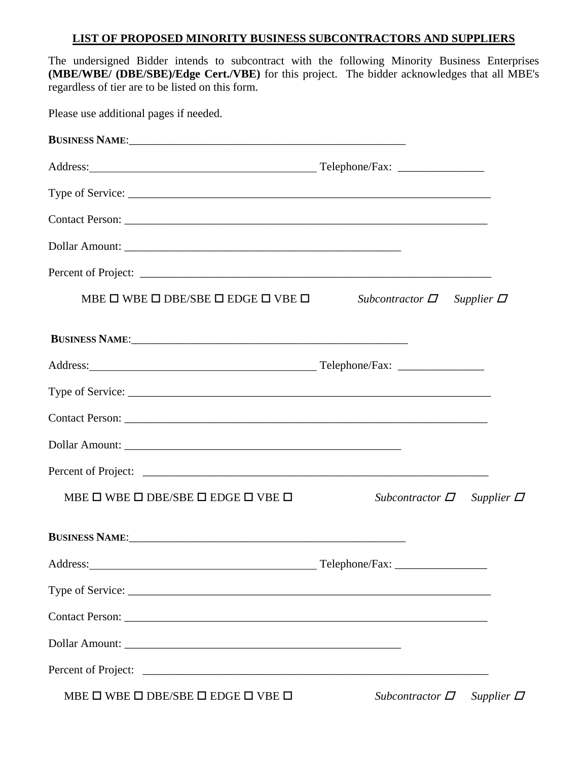## LIST OF PROPOSED MINORITY BUSINESS SUBCONTRACTORS AND SUPPLIERS

The undersigned Bidder intends to subcontract with the following Minority Business Enterprises **(MBE/WBE/ (DBE/SBE)/Edge Cert./VBE)** for this project. The bidder acknowledges that all MBE's regardless of tier are to be listed on this form.

Please use additional pages if needed.

**BUSINESS NAME**:__________________________________________________

Address:_________________________________________ Telephone/Fax: _______________

Type of Service: _________________________________________________________________

Contact Person: _________________________________________________________________

Dollar Amount: __________________________________________________

Percent of Project: ______________________________________________________________

MBE ☐ WBE ☐ DBE/SBE ☐ EDGE ☐ VBE ☐ *Subcontractor ☐ Supplier ☐*

**BUSINESS NAME**:__________________________________________________

Address:_________________________________________ Telephone/Fax: _______________

Type of Service: _________________________________________________________________

Contact Person: _________________________________________________________________

Dollar Amount: __________________________________________________

Percent of Project: ______________________________________________________________

MBE ☐ WBE ☐ DBE/SBE ☐ EDGE ☐ VBE ☐ *Subcontractor ☐ Supplier ☐*

**BUSINESS NAME**:__________________________________________________

Address:_________________________________________ Telephone/Fax: ________________

Type of Service: _________________________________________________________________

Contact Person: _________________________________________________________________

Dollar Amount: __________________________________________________

Percent of Project: ______________________________________________________________

MBE ☐ WBE ☐ DBE/SBE ☐ EDGE ☐ VBE ☐ *Subcontractor ☐ Supplier ☐*